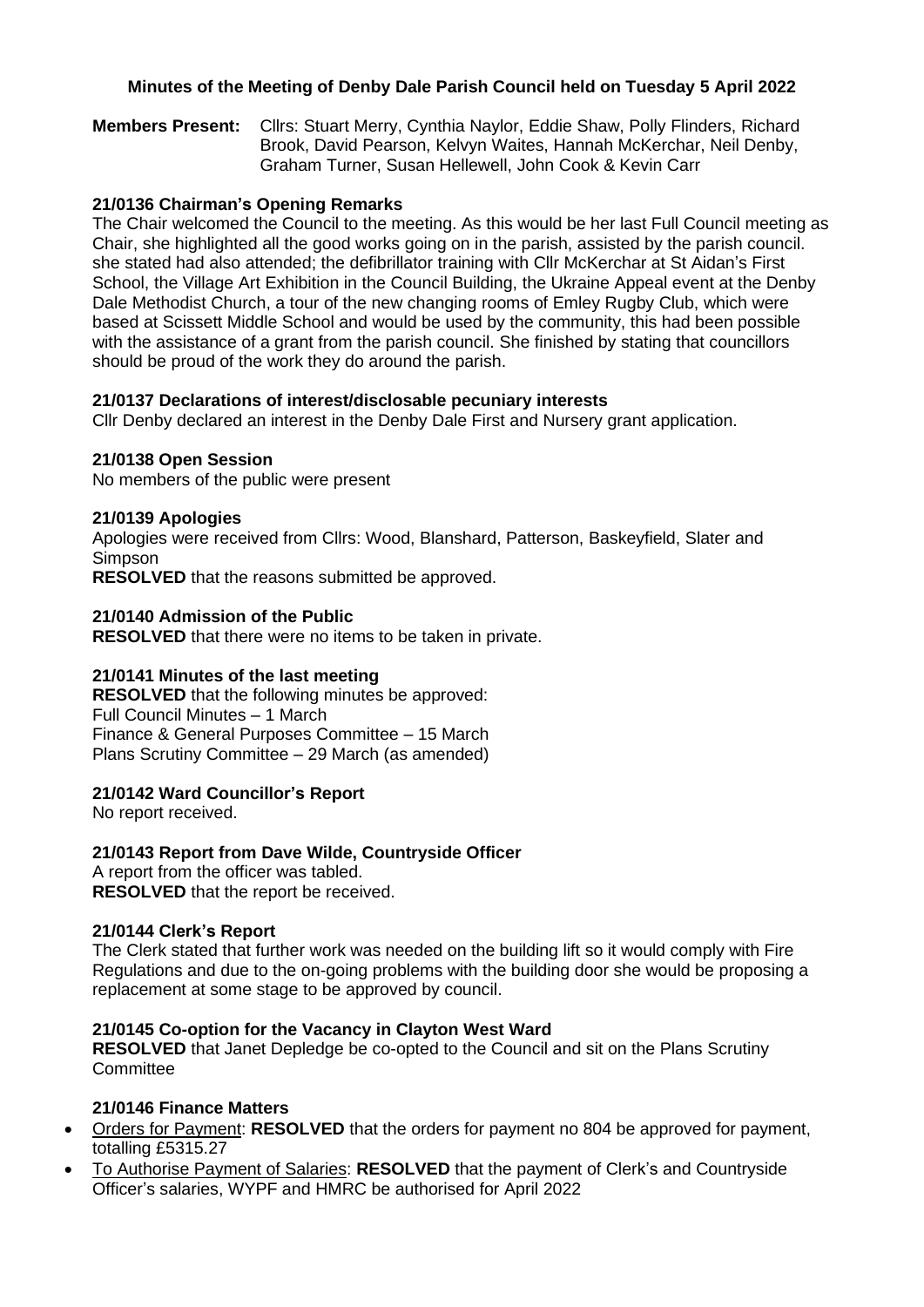**Minutes of the Meeting of Denby Dale Parish Council held on Tuesday 5 April 2022**

**Members Present:** Cllrs: Stuart Merry, Cynthia Naylor, Eddie Shaw, Polly Flinders, Richard Brook, David Pearson, Kelvyn Waites, Hannah McKerchar, Neil Denby, Graham Turner, Susan Hellewell, John Cook & Kevin Carr

**21/0136 Chairman's Opening Remarks**

The Chair welcomed the Council to the meeting. As this would be her last Full Council meeting as Chair, she highlighted all the good works going on in the parish, assisted by the parish council. she stated had also attended; the defibrillator training with Cllr McKerchar at St Aidan's First School, the Village Art Exhibition in the Council Building, the Ukraine Appeal event at the Denby Dale Methodist Church, a tour of the new changing rooms of Emley Rugby Club, which were based at Scissett Middle School and would be used by the community, this had been possible with the assistance of a grant from the parish council. She finished by stating that councillors should be proud of the work they do around the parish.

**21/0137 Declarations of interest/disclosable pecuniary interests**

Cllr Denby declared an interest in the Denby Dale First and Nursery grant application.

**21/0138 Open Session**

No members of the public were present

**21/0139 Apologies**

Apologies were received from Cllrs: Wood, Blanshard, Patterson, Baskeyfield, Slater and Simpson

**RESOLVED** that the reasons submitted be approved.

**21/0140 Admission of the Public**

**RESOLVED** that there were no items to be taken in private.

**21/0141 Minutes of the last meeting**

**RESOLVED** that the following minutes be approved:
Full Council Minutes – 1 March
Finance & General Purposes Committee – 15 March
Plans Scrutiny Committee – 29 March (as amended)

**21/0142 Ward Councillor's Report**

No report received.

**21/0143 Report from Dave Wilde, Countryside Officer**

A report from the officer was tabled.
**RESOLVED** that the report be received.

**21/0144 Clerk's Report**

The Clerk stated that further work was needed on the building lift so it would comply with Fire Regulations and due to the on-going problems with the building door she would be proposing a replacement at some stage to be approved by council.

**21/0145 Co-option for the Vacancy in Clayton West Ward**

**RESOLVED** that Janet Depledge be co-opted to the Council and sit on the Plans Scrutiny Committee

**21/0146 Finance Matters**

- Orders for Payment: **RESOLVED** that the orders for payment no 804 be approved for payment, totalling £5315.27
- To Authorise Payment of Salaries: **RESOLVED** that the payment of Clerk's and Countryside Officer's salaries, WYPF and HMRC be authorised for April 2022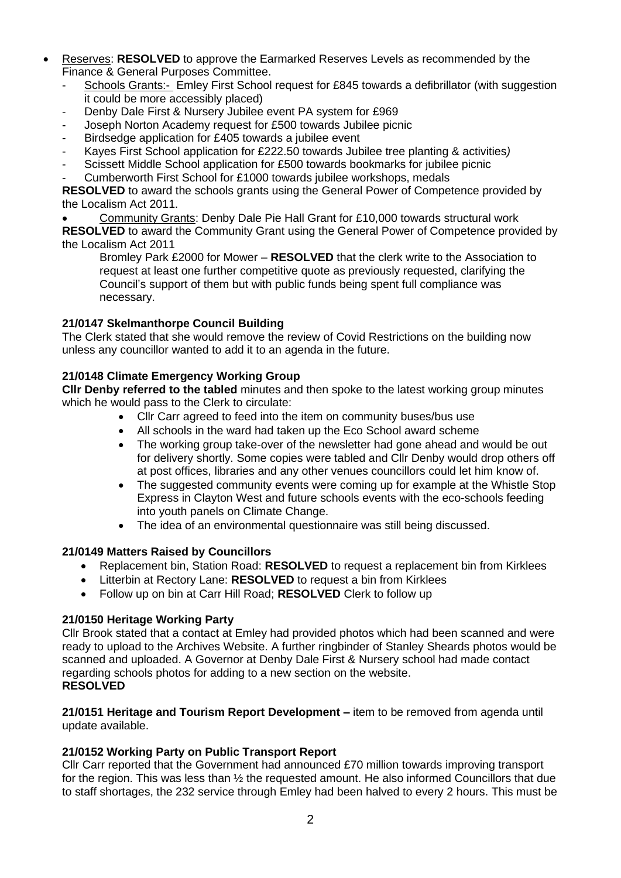- Reserves: **RESOLVED** to approve the Earmarked Reserves Levels as recommended by the Finance & General Purposes Committee.
  - Schools Grants:- Emley First School request for £845 towards a defibrillator (with suggestion it could be more accessibly placed)
  - Denby Dale First & Nursery Jubilee event PA system for £969
  - Joseph Norton Academy request for £500 towards Jubilee picnic
  - Birdsedge application for £405 towards a jubilee event
  - Kayes First School application for £222.50 towards Jubilee tree planting & activities*)*
  - Scissett Middle School application for £500 towards bookmarks for jubilee picnic
  - Cumberworth First School for £1000 towards jubilee workshops, medals

**RESOLVED** to award the schools grants using the General Power of Competence provided by the Localism Act 2011.

- Community Grants: Denby Dale Pie Hall Grant for £10,000 towards structural work

**RESOLVED** to award the Community Grant using the General Power of Competence provided by the Localism Act 2011

Bromley Park £2000 for Mower – **RESOLVED** that the clerk write to the Association to request at least one further competitive quote as previously requested, clarifying the Council's support of them but with public funds being spent full compliance was necessary.

**21/0147 Skelmanthorpe Council Building**

The Clerk stated that she would remove the review of Covid Restrictions on the building now unless any councillor wanted to add it to an agenda in the future.

**21/0148 Climate Emergency Working Group**

**Cllr Denby referred to the tabled** minutes and then spoke to the latest working group minutes which he would pass to the Clerk to circulate:

- Cllr Carr agreed to feed into the item on community buses/bus use
- All schools in the ward had taken up the Eco School award scheme
- The working group take-over of the newsletter had gone ahead and would be out for delivery shortly. Some copies were tabled and Cllr Denby would drop others off at post offices, libraries and any other venues councillors could let him know of.
- The suggested community events were coming up for example at the Whistle Stop Express in Clayton West and future schools events with the eco-schools feeding into youth panels on Climate Change.
- The idea of an environmental questionnaire was still being discussed.

**21/0149 Matters Raised by Councillors**

- Replacement bin, Station Road: **RESOLVED** to request a replacement bin from Kirklees
- Litterbin at Rectory Lane: **RESOLVED** to request a bin from Kirklees
- Follow up on bin at Carr Hill Road; **RESOLVED** Clerk to follow up

**21/0150 Heritage Working Party**

Cllr Brook stated that a contact at Emley had provided photos which had been scanned and were ready to upload to the Archives Website. A further ringbinder of Stanley Sheards photos would be scanned and uploaded. A Governor at Denby Dale First & Nursery school had made contact regarding schools photos for adding to a new section on the website.
**RESOLVED**

**21/0151 Heritage and Tourism Report Development –** item to be removed from agenda until update available.

**21/0152 Working Party on Public Transport Report**

Cllr Carr reported that the Government had announced £70 million towards improving transport for the region. This was less than ½ the requested amount. He also informed Councillors that due to staff shortages, the 232 service through Emley had been halved to every 2 hours. This must be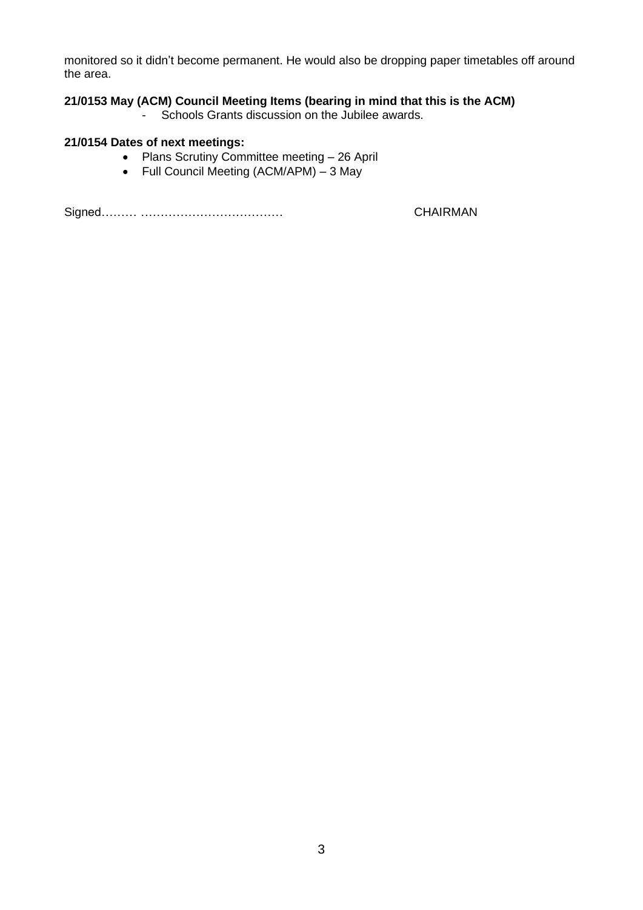monitored so it didn't become permanent. He would also be dropping paper timetables off around the area.

**21/0153 May (ACM) Council Meeting Items (bearing in mind that this is the ACM)**

- Schools Grants discussion on the Jubilee awards.

**21/0154 Dates of next meetings:**

- Plans Scrutiny Committee meeting – 26 April
- Full Council Meeting (ACM/APM) – 3 May

Signed……… ……………………………… CHAIRMAN